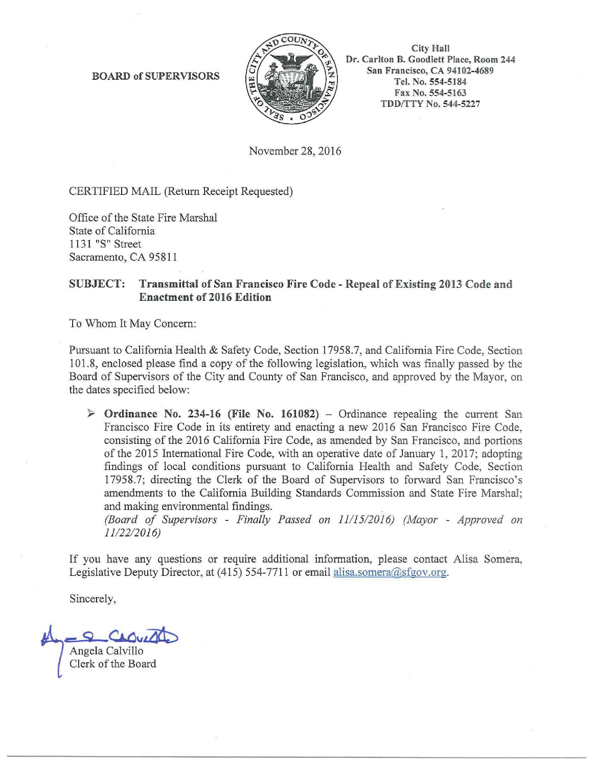**BOARD of SUPERVISORS**

City Hall
Dr. Carlton B. Goodlett Place, Room 244
San Francisco, CA 94102-4689
Tel. No. 554-5184
Fax No. 554-5163
TDD/TTY No. 544-5227

November 28, 2016

CERTIFIED MAIL (Return Receipt Requested)

Office of the State Fire Marshal
State of California
1131 "S" Street
Sacramento, CA 95811

**SUBJECT: Transmittal of San Francisco Fire Code - Repeal of Existing 2013 Code and Enactment of 2016 Edition**

To Whom It May Concern:

Pursuant to California Health & Safety Code, Section 17958.7, and California Fire Code, Section 101.8, enclosed please find a copy of the following legislation, which was finally passed by the Board of Supervisors of the City and County of San Francisco, and approved by the Mayor, on the dates specified below:

- **Ordinance No. 234-16 (File No. 161082)** – Ordinance repealing the current San Francisco Fire Code in its entirety and enacting a new 2016 San Francisco Fire Code, consisting of the 2016 California Fire Code, as amended by San Francisco, and portions of the 2015 International Fire Code, with an operative date of January 1, 2017; adopting findings of local conditions pursuant to California Health and Safety Code, Section 17958.7; directing the Clerk of the Board of Supervisors to forward San Francisco's amendments to the California Building Standards Commission and State Fire Marshal; and making environmental findings.
*(Board of Supervisors - Finally Passed on 11/15/2016) (Mayor - Approved on 11/22/2016)*

If you have any questions or require additional information, please contact Alisa Somera, Legislative Deputy Director, at (415) 554-7711 or email alisa.somera@sfgov.org.

Sincerely,

Angela Calvillo
Clerk of the Board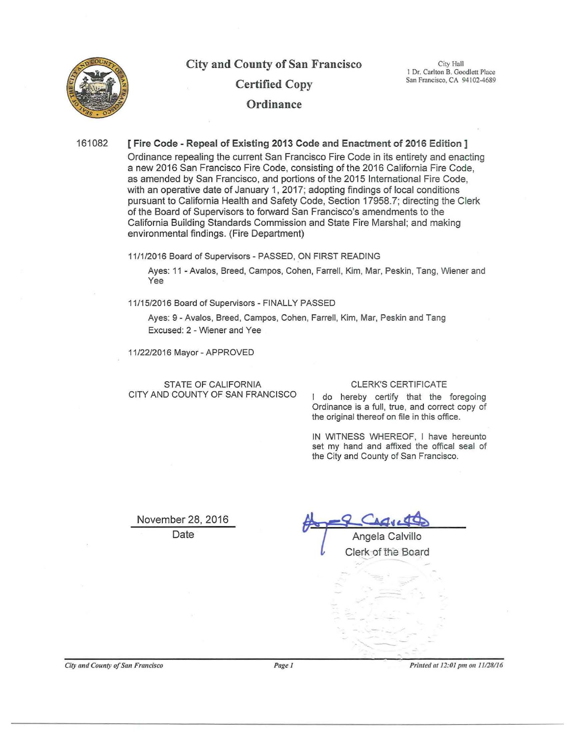# City and County of San Francisco

## Certified Copy

## Ordinance

City Hall
1 Dr. Carlton B. Goodlett Place
San Francisco, CA 94102-4689

161082 **[ Fire Code - Repeal of Existing 2013 Code and Enactment of 2016 Edition ]**

Ordinance repealing the current San Francisco Fire Code in its entirety and enacting a new 2016 San Francisco Fire Code, consisting of the 2016 California Fire Code, as amended by San Francisco, and portions of the 2015 International Fire Code, with an operative date of January 1, 2017; adopting findings of local conditions pursuant to California Health and Safety Code, Section 17958.7; directing the Clerk of the Board of Supervisors to forward San Francisco's amendments to the California Building Standards Commission and State Fire Marshal; and making environmental findings. (Fire Department)

11/1/2016 Board of Supervisors - PASSED, ON FIRST READING

Ayes: 11 - Avalos, Breed, Campos, Cohen, Farrell, Kim, Mar, Peskin, Tang, Wiener and Yee

11/15/2016 Board of Supervisors - FINALLY PASSED

Ayes: 9 - Avalos, Breed, Campos, Cohen, Farrell, Kim, Mar, Peskin and Tang
Excused: 2 - Wiener and Yee

11/22/2016 Mayor - APPROVED

STATE OF CALIFORNIA
CITY AND COUNTY OF SAN FRANCISCO

CLERK'S CERTIFICATE

I do hereby certify that the foregoing Ordinance is a full, true, and correct copy of the original thereof on file in this office.

IN WITNESS WHEREOF, I have hereunto set my hand and affixed the offical seal of the City and County of San Francisco.

November 28, 2016
Date

Angela Calvillo
Clerk of the Board

*City and County of San Francisco* *Printed at 12:01 pm on 11/28/16*